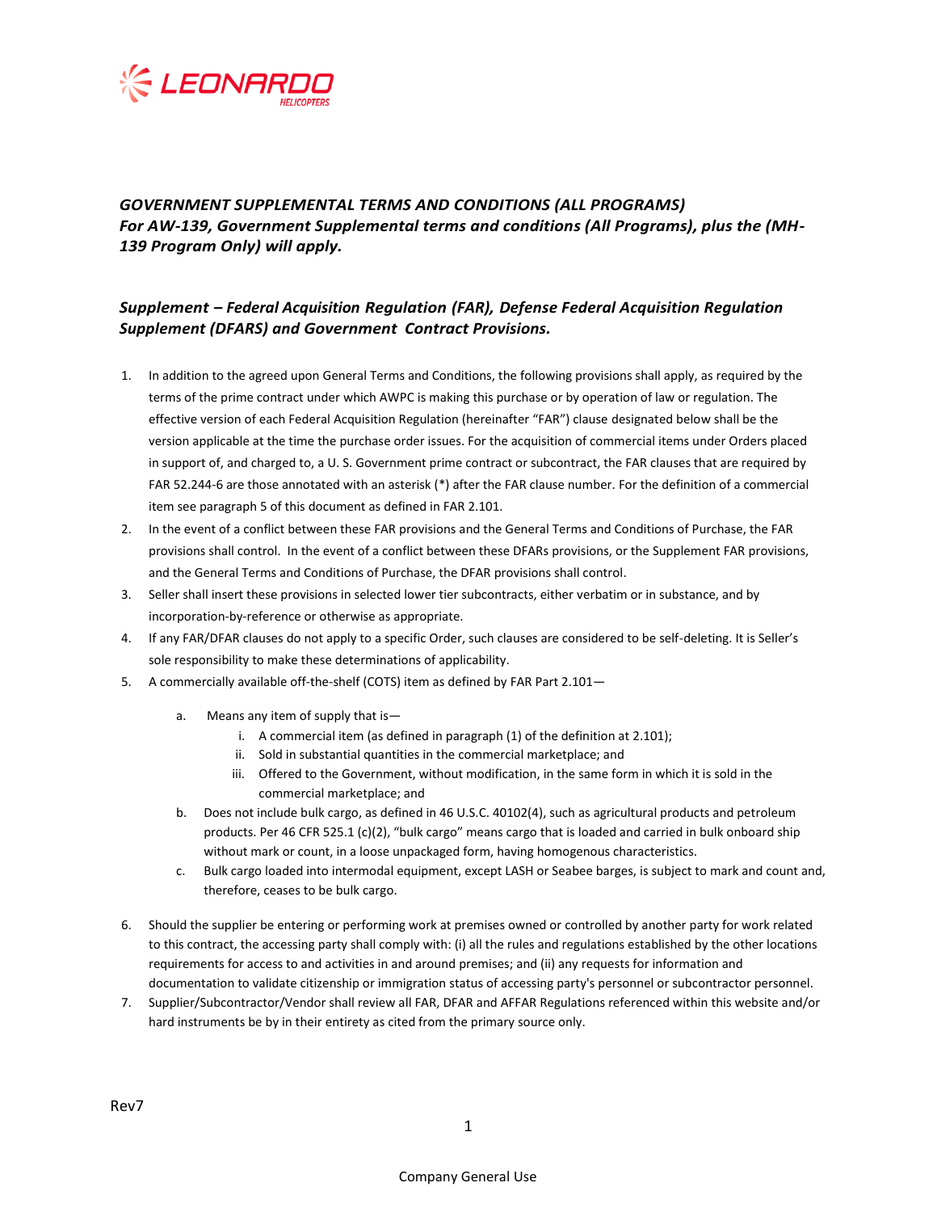LEONARDO HELICOPTERS

***GOVERNMENT SUPPLEMENTAL TERMS AND CONDITIONS (ALL PROGRAMS)***
***For AW-139, Government Supplemental terms and conditions (All Programs), plus the (MH-139 Program Only) will apply.***

***Supplement – Federal Acquisition Regulation (FAR), Defense Federal Acquisition Regulation Supplement (DFARS) and Government Contract Provisions.***

1. In addition to the agreed upon General Terms and Conditions, the following provisions shall apply, as required by the terms of the prime contract under which AWPC is making this purchase or by operation of law or regulation. The effective version of each Federal Acquisition Regulation (hereinafter "FAR") clause designated below shall be the version applicable at the time the purchase order issues. For the acquisition of commercial items under Orders placed in support of, and charged to, a U. S. Government prime contract or subcontract, the FAR clauses that are required by FAR 52.244-6 are those annotated with an asterisk (*) after the FAR clause number. For the definition of a commercial item see paragraph 5 of this document as defined in FAR 2.101.
2. In the event of a conflict between these FAR provisions and the General Terms and Conditions of Purchase, the FAR provisions shall control. In the event of a conflict between these DFARs provisions, or the Supplement FAR provisions, and the General Terms and Conditions of Purchase, the DFAR provisions shall control.
3. Seller shall insert these provisions in selected lower tier subcontracts, either verbatim or in substance, and by incorporation-by-reference or otherwise as appropriate.
4. If any FAR/DFAR clauses do not apply to a specific Order, such clauses are considered to be self-deleting. It is Seller's sole responsibility to make these determinations of applicability.
5. A commercially available off-the-shelf (COTS) item as defined by FAR Part 2.101—
   a. Means any item of supply that is—
      i. A commercial item (as defined in paragraph (1) of the definition at 2.101);
      ii. Sold in substantial quantities in the commercial marketplace; and
      iii. Offered to the Government, without modification, in the same form in which it is sold in the commercial marketplace; and
   b. Does not include bulk cargo, as defined in 46 U.S.C. 40102(4), such as agricultural products and petroleum products. Per 46 CFR 525.1 (c)(2), "bulk cargo" means cargo that is loaded and carried in bulk onboard ship without mark or count, in a loose unpackaged form, having homogenous characteristics.
   c. Bulk cargo loaded into intermodal equipment, except LASH or Seabee barges, is subject to mark and count and, therefore, ceases to be bulk cargo.
6. Should the supplier be entering or performing work at premises owned or controlled by another party for work related to this contract, the accessing party shall comply with: (i) all the rules and regulations established by the other locations requirements for access to and activities in and around premises; and (ii) any requests for information and documentation to validate citizenship or immigration status of accessing party's personnel or subcontractor personnel.
7. Supplier/Subcontractor/Vendor shall review all FAR, DFAR and AFFAR Regulations referenced within this website and/or hard instruments be by in their entirety as cited from the primary source only.

Rev7

Company General Use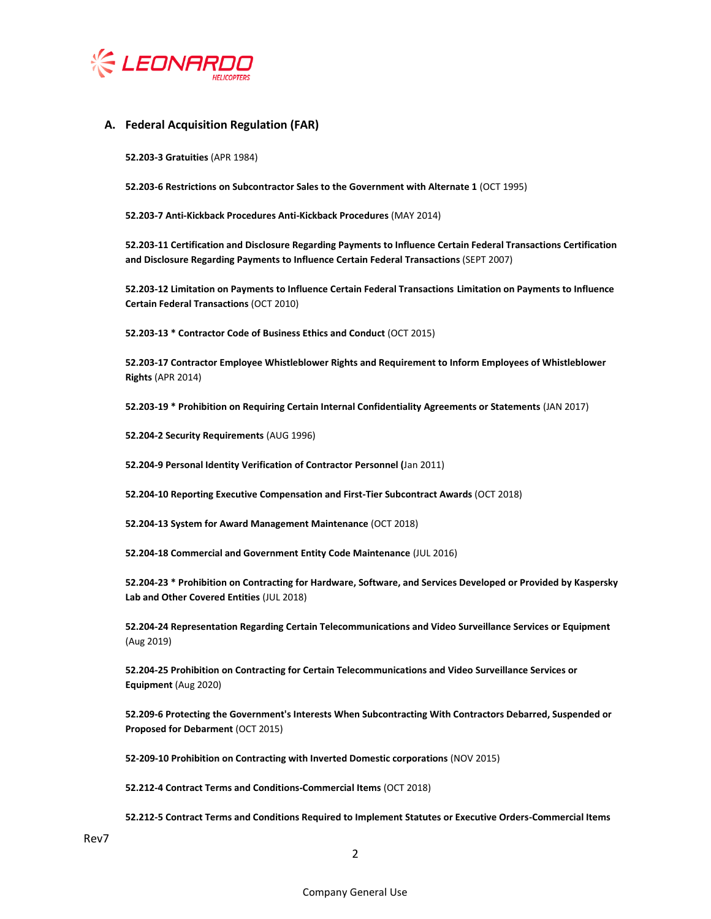## A. Federal Acquisition Regulation (FAR)

**52.203-3 Gratuities** (APR 1984)

**52.203-6 Restrictions on Subcontractor Sales to the Government with Alternate 1** (OCT 1995)

**52.203-7 Anti-Kickback Procedures Anti-Kickback Procedures** (MAY 2014)

**52.203-11 Certification and Disclosure Regarding Payments to Influence Certain Federal Transactions Certification and Disclosure Regarding Payments to Influence Certain Federal Transactions** (SEPT 2007)

**52.203-12 Limitation on Payments to Influence Certain Federal Transactions Limitation on Payments to Influence Certain Federal Transactions** (OCT 2010)

**52.203-13 * Contractor Code of Business Ethics and Conduct** (OCT 2015)

**52.203-17 Contractor Employee Whistleblower Rights and Requirement to Inform Employees of Whistleblower Rights** (APR 2014)

**52.203-19 * Prohibition on Requiring Certain Internal Confidentiality Agreements or Statements** (JAN 2017)

**52.204-2 Security Requirements** (AUG 1996)

**52.204-9 Personal Identity Verification of Contractor Personnel (**Jan 2011)

**52.204-10 Reporting Executive Compensation and First-Tier Subcontract Awards** (OCT 2018)

**52.204-13 System for Award Management Maintenance** (OCT 2018)

**52.204-18 Commercial and Government Entity Code Maintenance** (JUL 2016)

**52.204-23 * Prohibition on Contracting for Hardware, Software, and Services Developed or Provided by Kaspersky Lab and Other Covered Entities** (JUL 2018)

**52.204-24 Representation Regarding Certain Telecommunications and Video Surveillance Services or Equipment** (Aug 2019)

**52.204-25 Prohibition on Contracting for Certain Telecommunications and Video Surveillance Services or Equipment** (Aug 2020)

**52.209-6 Protecting the Government's Interests When Subcontracting With Contractors Debarred, Suspended or Proposed for Debarment** (OCT 2015)

**52-209-10 Prohibition on Contracting with Inverted Domestic corporations** (NOV 2015)

**52.212-4 Contract Terms and Conditions-Commercial Items** (OCT 2018)

**52.212-5 Contract Terms and Conditions Required to Implement Statutes or Executive Orders-Commercial Items**

Rev7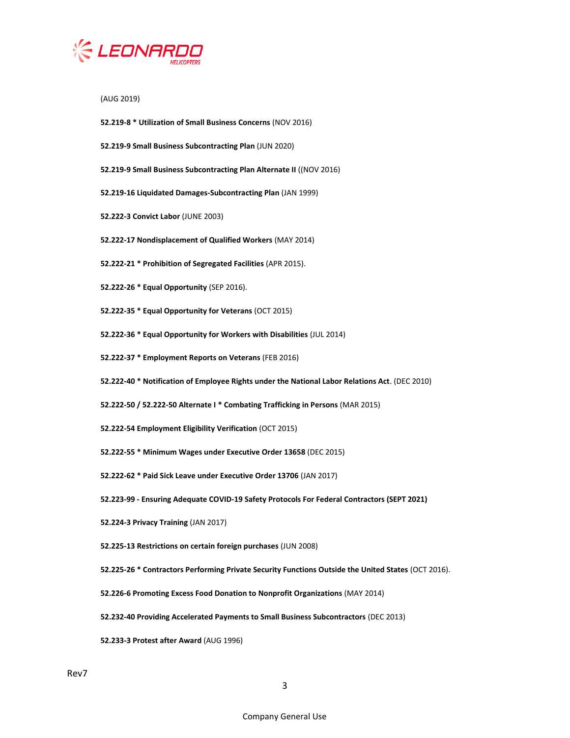(AUG 2019)

**52.219-8 * Utilization of Small Business Concerns** (NOV 2016)

**52.219-9 Small Business Subcontracting Plan** (JUN 2020)

**52.219-9 Small Business Subcontracting Plan Alternate II** ((NOV 2016)

**52.219-16 Liquidated Damages-Subcontracting Plan** (JAN 1999)

**52.222-3 Convict Labor** (JUNE 2003)

**52.222-17 Nondisplacement of Qualified Workers** (MAY 2014)

**52.222-21 * Prohibition of Segregated Facilities** (APR 2015).

**52.222-26 * Equal Opportunity** (SEP 2016).

**52.222-35 * Equal Opportunity for Veterans** (OCT 2015)

**52.222-36 * Equal Opportunity for Workers with Disabilities** (JUL 2014)

**52.222-37 * Employment Reports on Veterans** (FEB 2016)

**52.222-40 * Notification of Employee Rights under the National Labor Relations Act**. (DEC 2010)

**52.222-50 / 52.222-50 Alternate I * Combating Trafficking in Persons** (MAR 2015)

**52.222-54 Employment Eligibility Verification** (OCT 2015)

**52.222-55 * Minimum Wages under Executive Order 13658** (DEC 2015)

**52.222-62 * Paid Sick Leave under Executive Order 13706** (JAN 2017)

**52.223-99 - Ensuring Adequate COVID-19 Safety Protocols For Federal Contractors (SEPT 2021)**

**52.224-3 Privacy Training** (JAN 2017)

**52.225-13 Restrictions on certain foreign purchases** (JUN 2008)

**52.225-26 * Contractors Performing Private Security Functions Outside the United States** (OCT 2016).

**52.226-6 Promoting Excess Food Donation to Nonprofit Organizations** (MAY 2014)

**52.232-40 Providing Accelerated Payments to Small Business Subcontractors** (DEC 2013)

**52.233-3 Protest after Award** (AUG 1996)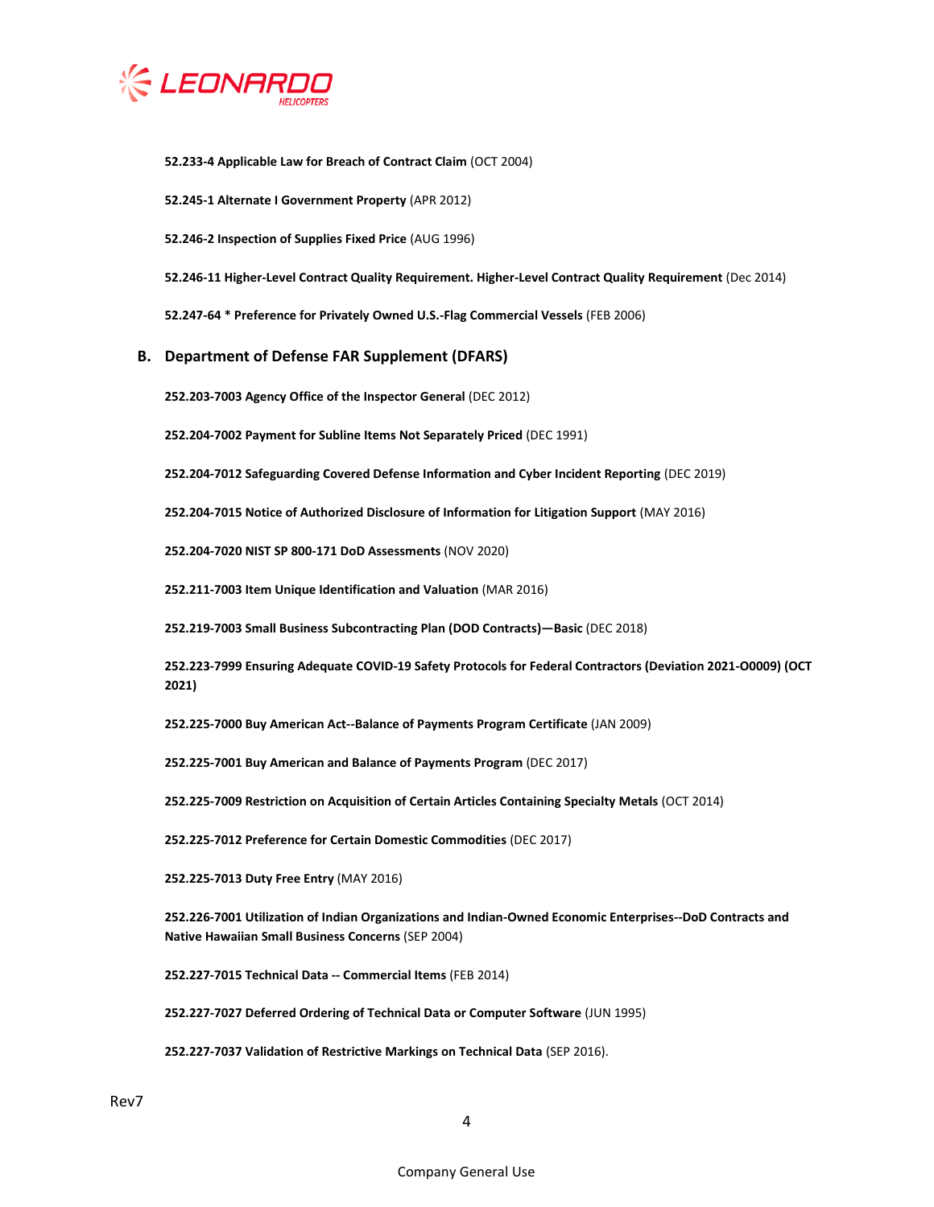**52.233-4 Applicable Law for Breach of Contract Claim** (OCT 2004)

**52.245-1 Alternate I Government Property** (APR 2012)

**52.246-2 Inspection of Supplies Fixed Price** (AUG 1996)

**52.246-11 Higher-Level Contract Quality Requirement. Higher-Level Contract Quality Requirement** (Dec 2014)

**52.247-64 * Preference for Privately Owned U.S.-Flag Commercial Vessels** (FEB 2006)

## B. Department of Defense FAR Supplement (DFARS)

**252.203-7003 Agency Office of the Inspector General** (DEC 2012)

**252.204-7002 Payment for Subline Items Not Separately Priced** (DEC 1991)

**252.204-7012 Safeguarding Covered Defense Information and Cyber Incident Reporting** (DEC 2019)

**252.204-7015 Notice of Authorized Disclosure of Information for Litigation Support** (MAY 2016)

**252.204-7020 NIST SP 800-171 DoD Assessments** (NOV 2020)

**252.211-7003 Item Unique Identification and Valuation** (MAR 2016)

**252.219-7003 Small Business Subcontracting Plan (DOD Contracts)—Basic** (DEC 2018)

**252.223-7999 Ensuring Adequate COVID-19 Safety Protocols for Federal Contractors (Deviation 2021-O0009) (OCT 2021)**

**252.225-7000 Buy American Act--Balance of Payments Program Certificate** (JAN 2009)

**252.225-7001 Buy American and Balance of Payments Program** (DEC 2017)

**252.225-7009 Restriction on Acquisition of Certain Articles Containing Specialty Metals** (OCT 2014)

**252.225-7012 Preference for Certain Domestic Commodities** (DEC 2017)

**252.225-7013 Duty Free Entry** (MAY 2016)

**252.226-7001 Utilization of Indian Organizations and Indian-Owned Economic Enterprises--DoD Contracts and Native Hawaiian Small Business Concerns** (SEP 2004)

**252.227-7015 Technical Data -- Commercial Items** (FEB 2014)

**252.227-7027 Deferred Ordering of Technical Data or Computer Software** (JUN 1995)

**252.227-7037 Validation of Restrictive Markings on Technical Data** (SEP 2016).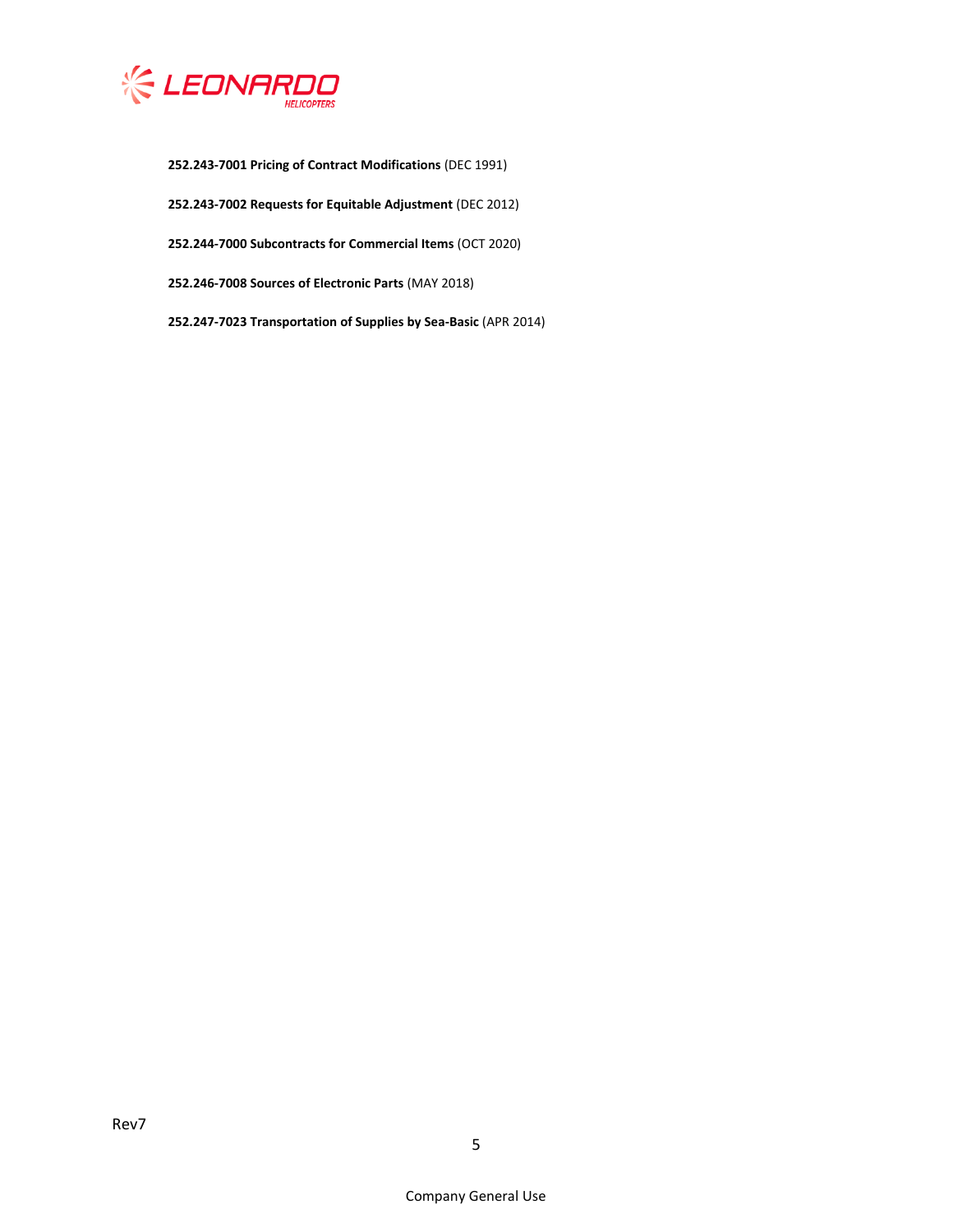**252.243-7001 Pricing of Contract Modifications** (DEC 1991)

**252.243-7002 Requests for Equitable Adjustment** (DEC 2012)

**252.244-7000 Subcontracts for Commercial Items** (OCT 2020)

**252.246-7008 Sources of Electronic Parts** (MAY 2018)

**252.247-7023 Transportation of Supplies by Sea-Basic** (APR 2014)